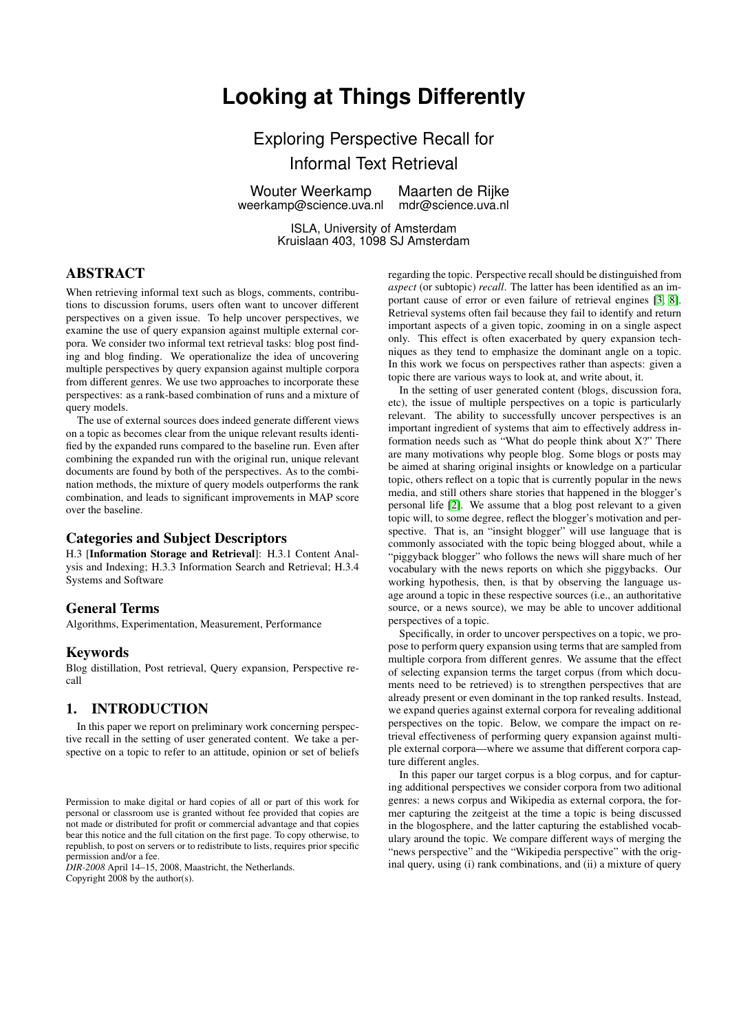# Looking at Things Differently

## Exploring Perspective Recall for Informal Text Retrieval

Wouter Weerkamp
weerkamp@science.uva.nl

Maarten de Rijke
mdr@science.uva.nl

ISLA, University of Amsterdam
Kruislaan 403, 1098 SJ Amsterdam

## ABSTRACT

When retrieving informal text such as blogs, comments, contributions to discussion forums, users often want to uncover different perspectives on a given issue. To help uncover perspectives, we examine the use of query expansion against multiple external corpora. We consider two informal text retrieval tasks: blog post finding and blog finding. We operationalize the idea of uncovering multiple perspectives by query expansion against multiple corpora from different genres. We use two approaches to incorporate these perspectives: as a rank-based combination of runs and a mixture of query models.

The use of external sources does indeed generate different views on a topic as becomes clear from the unique relevant results identified by the expanded runs compared to the baseline run. Even after combining the expanded run with the original run, unique relevant documents are found by both of the perspectives. As to the combination methods, the mixture of query models outperforms the rank combination, and leads to significant improvements in MAP score over the baseline.

### Categories and Subject Descriptors

H.3 [**Information Storage and Retrieval**]: H.3.1 Content Analysis and Indexing; H.3.3 Information Search and Retrieval; H.3.4 Systems and Software

### General Terms

Algorithms, Experimentation, Measurement, Performance

### Keywords

Blog distillation, Post retrieval, Query expansion, Perspective recall

## 1. INTRODUCTION

In this paper we report on preliminary work concerning perspective recall in the setting of user generated content. We take a perspective on a topic to refer to an attitude, opinion or set of beliefs regarding the topic. Perspective recall should be distinguished from *aspect* (or subtopic) *recall*. The latter has been identified as an important cause of error or even failure of retrieval engines [3, 8]. Retrieval systems often fail because they fail to identify and return important aspects of a given topic, zooming in on a single aspect only. This effect is often exacerbated by query expansion techniques as they tend to emphasize the dominant angle on a topic. In this work we focus on perspectives rather than aspects: given a topic there are various ways to look at, and write about, it.

In the setting of user generated content (blogs, discussion fora, etc), the issue of multiple perspectives on a topic is particularly relevant. The ability to successfully uncover perspectives is an important ingredient of systems that aim to effectively address information needs such as "What do people think about X?" There are many motivations why people blog. Some blogs or posts may be aimed at sharing original insights or knowledge on a particular topic, others reflect on a topic that is currently popular in the news media, and still others share stories that happened in the blogger's personal life [2]. We assume that a blog post relevant to a given topic will, to some degree, reflect the blogger's motivation and perspective. That is, an "insight blogger" will use language that is commonly associated with the topic being blogged about, while a "piggyback blogger" who follows the news will share much of her vocabulary with the news reports on which she piggybacks. Our working hypothesis, then, is that by observing the language usage around a topic in these respective sources (i.e., an authoritative source, or a news source), we may be able to uncover additional perspectives of a topic.

Specifically, in order to uncover perspectives on a topic, we propose to perform query expansion using terms that are sampled from multiple corpora from different genres. We assume that the effect of selecting expansion terms the target corpus (from which documents need to be retrieved) is to strengthen perspectives that are already present or even dominant in the top ranked results. Instead, we expand queries against external corpora for revealing additional perspectives on the topic. Below, we compare the impact on retrieval effectiveness of performing query expansion against multiple external corpora—where we assume that different corpora capture different angles.

In this paper our target corpus is a blog corpus, and for capturing additional perspectives we consider corpora from two aditional genres: a news corpus and Wikipedia as external corpora, the former capturing the zeitgeist at the time a topic is being discussed in the blogosphere, and the latter capturing the established vocabulary around the topic. We compare different ways of merging the "news perspective" and the "Wikipedia perspective" with the original query, using (i) rank combinations, and (ii) a mixture of query

Permission to make digital or hard copies of all or part of this work for personal or classroom use is granted without fee provided that copies are not made or distributed for profit or commercial advantage and that copies bear this notice and the full citation on the first page. To copy otherwise, to republish, to post on servers or to redistribute to lists, requires prior specific permission and/or a fee.
*DIR-2008* April 14–15, 2008, Maastricht, the Netherlands.
Copyright 2008 by the author(s).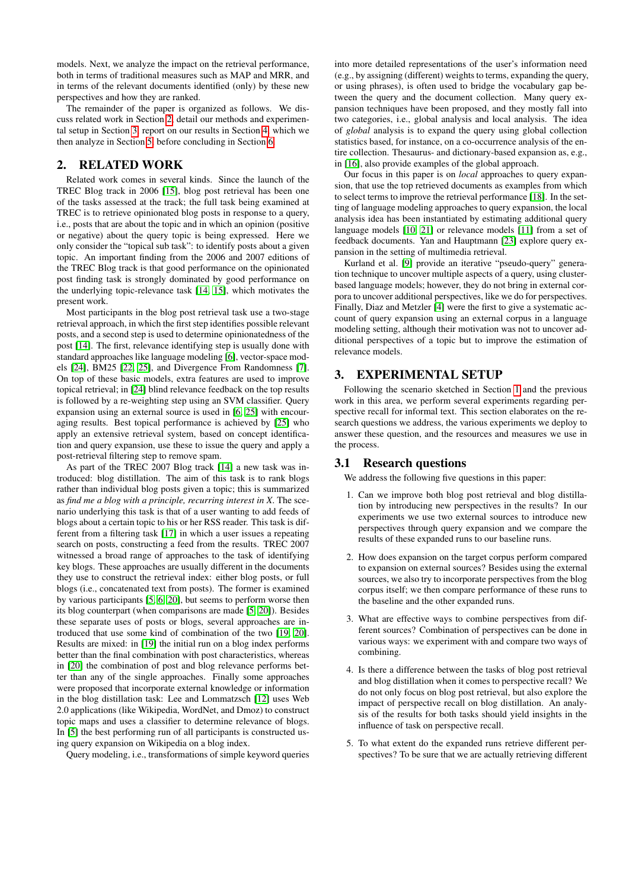models. Next, we analyze the impact on the retrieval performance, both in terms of traditional measures such as MAP and MRR, and in terms of the relevant documents identified (only) by these new perspectives and how they are ranked.

The remainder of the paper is organized as follows. We discuss related work in Section 2, detail our methods and experimental setup in Section 3, report on our results in Section 4, which we then analyze in Section 5, before concluding in Section 6.

## 2. RELATED WORK

Related work comes in several kinds. Since the launch of the TREC Blog track in 2006 [15], blog post retrieval has been one of the tasks assessed at the track; the full task being examined at TREC is to retrieve opinionated blog posts in response to a query, i.e., posts that are about the topic and in which an opinion (positive or negative) about the query topic is being expressed. Here we only consider the "topical sub task": to identify posts about a given topic. An important finding from the 2006 and 2007 editions of the TREC Blog track is that good performance on the opinionated post finding task is strongly dominated by good performance on the underlying topic-relevance task [14, 15], which motivates the present work.

Most participants in the blog post retrieval task use a two-stage retrieval approach, in which the first step identifies possible relevant posts, and a second step is used to determine opinionatedness of the post [14]. The first, relevance identifying step is usually done with standard approaches like language modeling [6], vector-space models [24], BM25 [22, 25], and Divergence From Randomness [7]. On top of these basic models, extra features are used to improve topical retrieval; in [24] blind relevance feedback on the top results is followed by a re-weighting step using an SVM classifier. Query expansion using an external source is used in [6, 25] with encouraging results. Best topical performance is achieved by [25] who apply an extensive retrieval system, based on concept identification and query expansion, use these to issue the query and apply a post-retrieval filtering step to remove spam.

As part of the TREC 2007 Blog track [14] a new task was introduced: blog distillation. The aim of this task is to rank blogs rather than individual blog posts given a topic; this is summarized as *find me a blog with a principle, recurring interest in X*. The scenario underlying this task is that of a user wanting to add feeds of blogs about a certain topic to his or her RSS reader. This task is different from a filtering task [17] in which a user issues a repeating search on posts, constructing a feed from the results. TREC 2007 witnessed a broad range of approaches to the task of identifying key blogs. These approaches are usually different in the documents they use to construct the retrieval index: either blog posts, or full blogs (i.e., concatenated text from posts). The former is examined by various participants [5, 6, 20], but seems to perform worse then its blog counterpart (when comparisons are made [5, 20]). Besides these separate uses of posts or blogs, several approaches are introduced that use some kind of combination of the two [19, 20]. Results are mixed: in [19] the initial run on a blog index performs better than the final combination with post characteristics, whereas in [20] the combination of post and blog relevance performs better than any of the single approaches. Finally some approaches were proposed that incorporate external knowledge or information in the blog distillation task: Lee and Lommatzsch [12] uses Web 2.0 applications (like Wikipedia, WordNet, and Dmoz) to construct topic maps and uses a classifier to determine relevance of blogs. In [5] the best performing run of all participants is constructed using query expansion on Wikipedia on a blog index.

Query modeling, i.e., transformations of simple keyword queries into more detailed representations of the user's information need (e.g., by assigning (different) weights to terms, expanding the query, or using phrases), is often used to bridge the vocabulary gap between the query and the document collection. Many query expansion techniques have been proposed, and they mostly fall into two categories, i.e., global analysis and local analysis. The idea of *global* analysis is to expand the query using global collection statistics based, for instance, on a co-occurrence analysis of the entire collection. Thesaurus- and dictionary-based expansion as, e.g., in [16], also provide examples of the global approach.

Our focus in this paper is on *local* approaches to query expansion, that use the top retrieved documents as examples from which to select terms to improve the retrieval performance [18]. In the setting of language modeling approaches to query expansion, the local analysis idea has been instantiated by estimating additional query language models [10, 21] or relevance models [11] from a set of feedback documents. Yan and Hauptmann [23] explore query expansion in the setting of multimedia retrieval.

Kurland et al. [9] provide an iterative "pseudo-query" generation technique to uncover multiple aspects of a query, using cluster-based language models; however, they do not bring in external corpora to uncover additional perspectives, like we do for perspectives. Finally, Diaz and Metzler [4] were the first to give a systematic account of query expansion using an external corpus in a language modeling setting, although their motivation was not to uncover additional perspectives of a topic but to improve the estimation of relevance models.

## 3. EXPERIMENTAL SETUP

Following the scenario sketched in Section 1 and the previous work in this area, we perform several experiments regarding perspective recall for informal text. This section elaborates on the research questions we address, the various experiments we deploy to answer these question, and the resources and measures we use in the process.

### 3.1 Research questions

We address the following five questions in this paper:

1. Can we improve both blog post retrieval and blog distillation by introducing new perspectives in the results? In our experiments we use two external sources to introduce new perspectives through query expansion and we compare the results of these expanded runs to our baseline runs.

2. How does expansion on the target corpus perform compared to expansion on external sources? Besides using the external sources, we also try to incorporate perspectives from the blog corpus itself; we then compare performance of these runs to the baseline and the other expanded runs.

3. What are effective ways to combine perspectives from different sources? Combination of perspectives can be done in various ways: we experiment with and compare two ways of combining.

4. Is there a difference between the tasks of blog post retrieval and blog distillation when it comes to perspective recall? We do not only focus on blog post retrieval, but also explore the impact of perspective recall on blog distillation. An analysis of the results for both tasks should yield insights in the influence of task on perspective recall.

5. To what extent do the expanded runs retrieve different perspectives? To be sure that we are actually retrieving different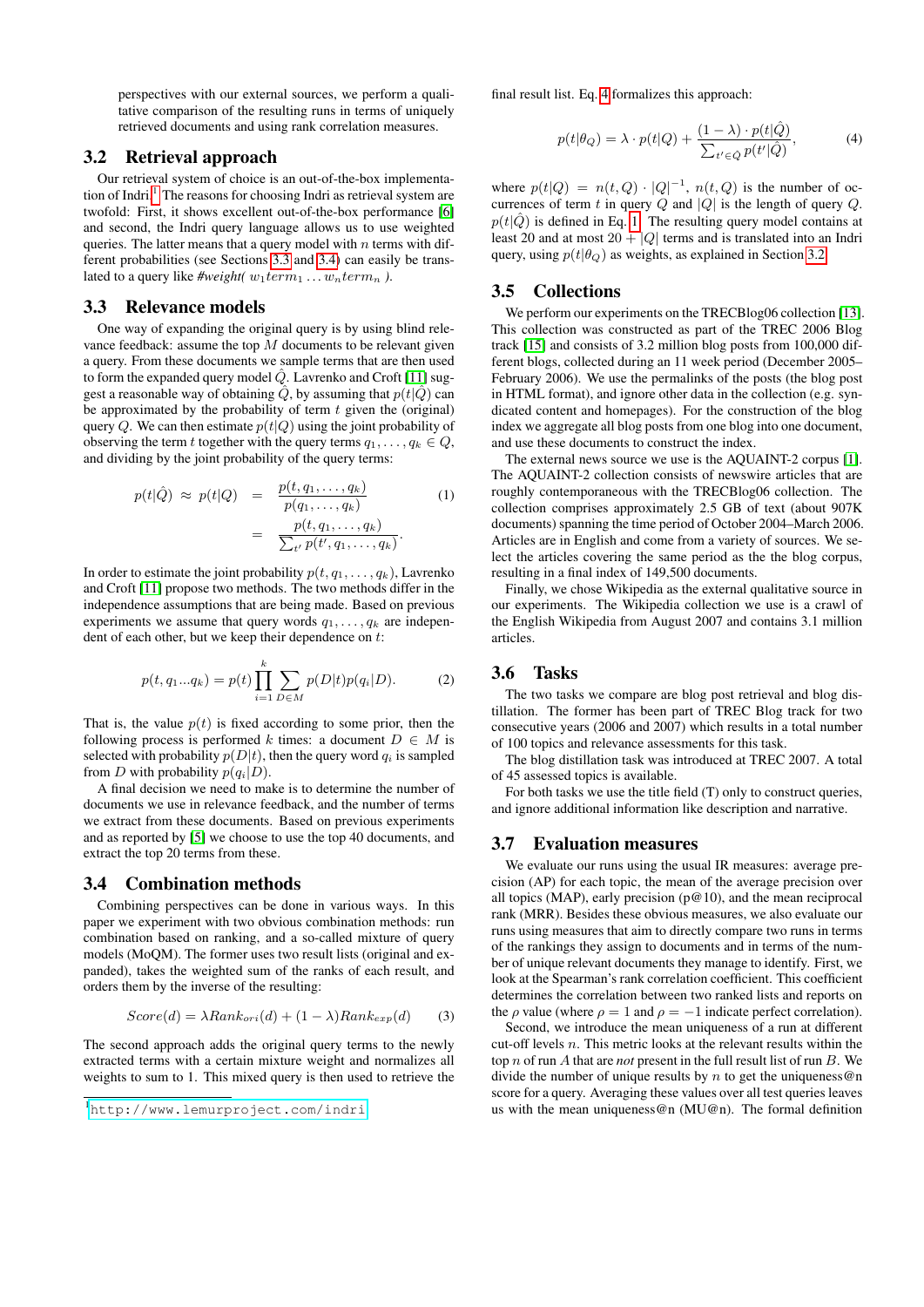perspectives with our external sources, we perform a qualitative comparison of the resulting runs in terms of uniquely retrieved documents and using rank correlation measures.

## 3.2 Retrieval approach

Our retrieval system of choice is an out-of-the-box implementation of Indri.[1] The reasons for choosing Indri as retrieval system are twofold: First, it shows excellent out-of-the-box performance [6] and second, the Indri query language allows us to use weighted queries. The latter means that a query model with $n$ terms with different probabilities (see Sections 3.3 and 3.4) can easily be translated to a query like *#weight(* $w_1 term_1 \ldots w_n term_n$ *)*.

## 3.3 Relevance models

One way of expanding the original query is by using blind relevance feedback: assume the top $M$ documents to be relevant given a query. From these documents we sample terms that are then used to form the expanded query model $\hat{Q}$. Lavrenko and Croft [11] suggest a reasonable way of obtaining $\hat{Q}$, by assuming that $p(t|\hat{Q})$ can be approximated by the probability of term $t$ given the (original) query $Q$. We can then estimate $p(t|Q)$ using the joint probability of observing the term $t$ together with the query terms $q_1, \ldots, q_k \in Q$, and dividing by the joint probability of the query terms:

$$p(t|\hat{Q}) \approx p(t|Q) = \frac{p(t, q_1, \ldots, q_k)}{p(q_1, \ldots, q_k)} = \frac{p(t, q_1, \ldots, q_k)}{\sum_{t'} p(t', q_1, \ldots, q_k)}. \quad (1)$$

In order to estimate the joint probability $p(t, q_1, \ldots, q_k)$, Lavrenko and Croft [11] propose two methods. The two methods differ in the independence assumptions that are being made. Based on previous experiments we assume that query words $q_1, \ldots, q_k$ are independent of each other, but we keep their dependence on $t$:

$$p(t, q_1 ... q_k) = p(t) \prod_{i=1}^{k} \sum_{D \in M} p(D|t) p(q_i|D). \quad (2)$$

That is, the value $p(t)$ is fixed according to some prior, then the following process is performed $k$ times: a document $D \in M$ is selected with probability $p(D|t)$, then the query word $q_i$ is sampled from $D$ with probability $p(q_i|D)$.

A final decision we need to make is to determine the number of documents we use in relevance feedback, and the number of terms we extract from these documents. Based on previous experiments and as reported by [5] we choose to use the top 40 documents, and extract the top 20 terms from these.

## 3.4 Combination methods

Combining perspectives can be done in various ways. In this paper we experiment with two obvious combination methods: run combination based on ranking, and a so-called mixture of query models (MoQM). The former uses two result lists (original and expanded), takes the weighted sum of the ranks of each result, and orders them by the inverse of the resulting:

$$Score(d) = \lambda Rank_{ori}(d) + (1 - \lambda) Rank_{exp}(d) \quad (3)$$

The second approach adds the original query terms to the newly extracted terms with a certain mixture weight and normalizes all weights to sum to 1. This mixed query is then used to retrieve the final result list. Eq. 4 formalizes this approach:

$$p(t|\theta_Q) = \lambda \cdot p(t|Q) + \frac{(1 - \lambda) \cdot p(t|\hat{Q})}{\sum_{t' \in \hat{Q}} p(t'|\hat{Q})}, \quad (4)$$

where $p(t|Q) = n(t, Q) \cdot |Q|^{-1}$, $n(t, Q)$ is the number of occurrences of term $t$ in query $Q$ and $|Q|$ is the length of query $Q$. $p(t|\hat{Q})$ is defined in Eq. 1. The resulting query model contains at least 20 and at most $20 + |Q|$ terms and is translated into an Indri query, using $p(t|\theta_Q)$ as weights, as explained in Section 3.2.

## 3.5 Collections

We perform our experiments on the TRECBlog06 collection [13]. This collection was constructed as part of the TREC 2006 Blog track [15] and consists of 3.2 million blog posts from 100,000 different blogs, collected during an 11 week period (December 2005–February 2006). We use the permalinks of the posts (the blog post in HTML format), and ignore other data in the collection (e.g. syndicated content and homepages). For the construction of the blog index we aggregate all blog posts from one blog into one document, and use these documents to construct the index.

The external news source we use is the AQUAINT-2 corpus [1]. The AQUAINT-2 collection consists of newswire articles that are roughly contemporaneous with the TRECBlog06 collection. The collection comprises approximately 2.5 GB of text (about 907K documents) spanning the time period of October 2004–March 2006. Articles are in English and come from a variety of sources. We select the articles covering the same period as the blog corpus, resulting in a final index of 149,500 documents.

Finally, we chose Wikipedia as the external qualitative source in our experiments. The Wikipedia collection we use is a crawl of the English Wikipedia from August 2007 and contains 3.1 million articles.

## 3.6 Tasks

The two tasks we compare are blog post retrieval and blog distillation. The former has been part of the TREC Blog track for two consecutive years (2006 and 2007) which results in a total number of 100 topics and relevance assessments for this task.

The blog distillation task was introduced at TREC 2007. A total of 45 assessed topics is available.

For both tasks we use the title field (T) only to construct queries, and ignore additional information like description and narrative.

## 3.7 Evaluation measures

We evaluate our runs using the usual IR measures: average precision (AP) for each topic, the mean of the average precision over all topics (MAP), early precision (p@10), and the mean reciprocal rank (MRR). Besides these obvious measures, we also evaluate our runs using measures that aim to directly compare two runs in terms of the rankings they assign to documents and in terms of the number of unique relevant documents they manage to identify. First, we look at the Spearman's rank correlation coefficient. This coefficient determines the correlation between two ranked lists and reports on the $\rho$ value (where $\rho = 1$ and $\rho = -1$ indicate perfect correlation).

Second, we introduce the mean uniqueness of a run at different cut-off levels $n$. This metric looks at the relevant results within the top $n$ of run $A$ that are *not* present in the full result list of run $B$. We divide the number of unique results by $n$ to get the uniqueness@n score for a query. Averaging these values over all test queries leaves us with the mean uniqueness@n (MU@n). The formal definition

[1] http://www.lemurproject.com/indri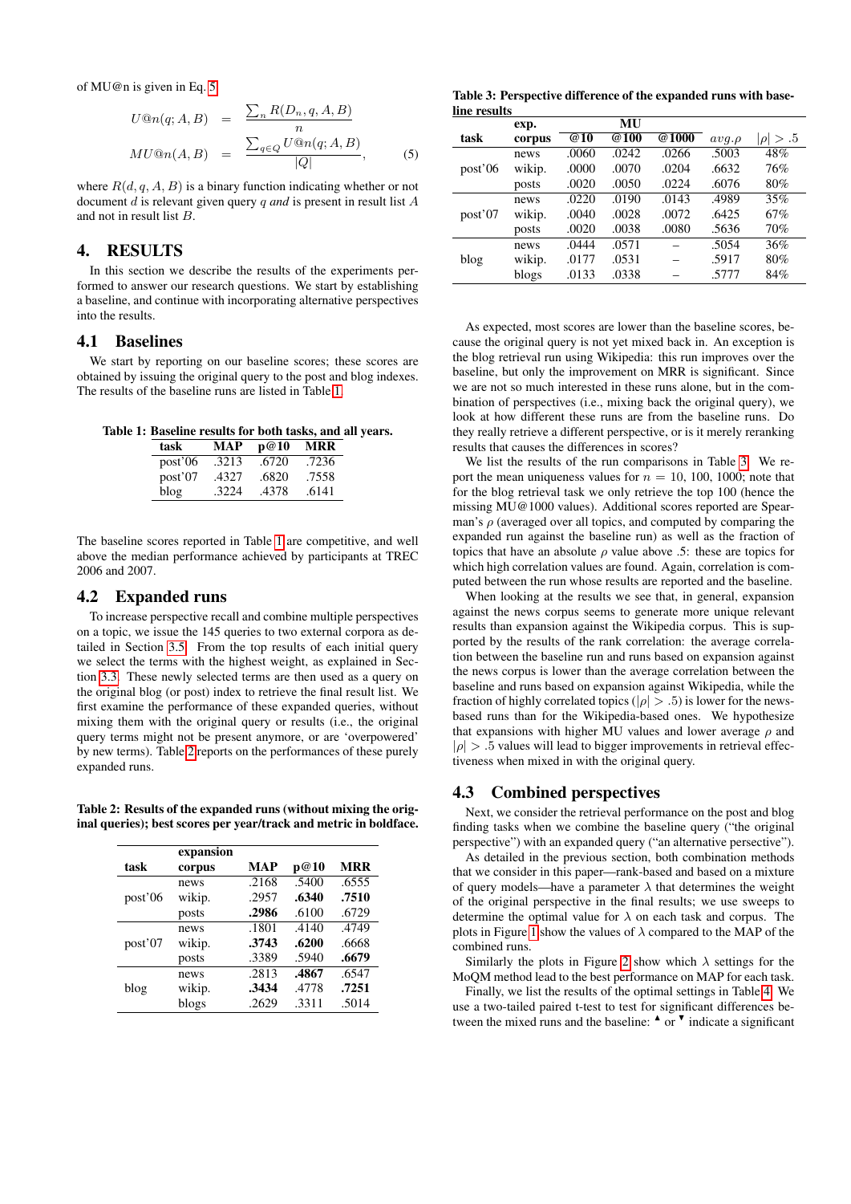of MU@n is given in Eq. 5

$$
\begin{aligned}
U@n(q; A, B) &= \frac{\sum_n R(D_n, q, A, B)}{n} \\
MU@n(A, B) &= \frac{\sum_{q \in Q} U@n(q; A, B)}{|Q|},
\end{aligned} \tag{5}
$$

where $R(d, q, A, B)$ is a binary function indicating whether or not document $d$ is relevant given query $q$ *and* is present in result list $A$ and not in result list $B$.

# 4. RESULTS

In this section we describe the results of the experiments performed to answer our research questions. We start by establishing a baseline, and continue with incorporating alternative perspectives into the results.

## 4.1 Baselines

We start by reporting on our baseline scores; these scores are obtained by issuing the original query to the post and blog indexes. The results of the baseline runs are listed in Table 1.

**Table 1: Baseline results for both tasks, and all years.**

| task | MAP | p@10 | MRR |
|---|---|---|---|
| post'06 | .3213 | .6720 | .7236 |
| post'07 | .4327 | .6820 | .7558 |
| blog | .3224 | .4378 | .6141 |

The baseline scores reported in Table 1 are competitive, and well above the median performance achieved by participants at TREC 2006 and 2007.

## 4.2 Expanded runs

To increase perspective recall and combine multiple perspectives on a topic, we issue the 145 queries to two external corpora as detailed in Section 3.5. From the top results of each initial query we select the terms with the highest weight, as explained in Section 3.3. These newly selected terms are then used as a query on the original blog (or post) index to retrieve the final result list. We first examine the performance of these expanded queries, without mixing them with the original query or results (i.e., the original query terms might not be present anymore, or are 'overpowered' by new terms). Table 2 reports on the performances of these purely expanded runs.

**Table 2: Results of the expanded runs (without mixing the original queries); best scores per year/track and metric in boldface.**

| task | expansion corpus | MAP | p@10 | MRR |
|---|---|---|---|---|
| post'06 | news | .2168 | .5400 | .6555 |
| | wikip. | .2957 | **.6340** | **.7510** |
| | posts | **.2986** | .6100 | .6729 |
| post'07 | news | .1801 | .4140 | .4749 |
| | wikip. | **.3743** | **.6200** | .6668 |
| | posts | .3389 | .5940 | **.6679** |
| blog | news | .2813 | **.4867** | .6547 |
| | wikip. | **.3434** | .4778 | **.7251** |
| | blogs | .2629 | .3311 | .5014 |

**Table 3: Perspective difference of the expanded runs with baseline results**

| task | exp. corpus | MU @10 | MU @100 | MU @1000 | $avg.\rho$ | $\lvert\rho\rvert > .5$ |
|---|---|---|---|---|---|---|
| post'06 | news | .0060 | .0242 | .0266 | .5003 | 48% |
| | wikip. | .0000 | .0070 | .0204 | .6632 | 76% |
| | posts | .0020 | .0050 | .0224 | .6076 | 80% |
| post'07 | news | .0220 | .0190 | .0143 | .4989 | 35% |
| | wikip. | .0040 | .0028 | .0072 | .6425 | 67% |
| | posts | .0020 | .0038 | .0080 | .5636 | 70% |
| blog | news | .0444 | .0571 | – | .5054 | 36% |
| | wikip. | .0177 | .0531 | – | .5917 | 80% |
| | blogs | .0133 | .0338 | – | .5777 | 84% |

As expected, most scores are lower than the baseline scores, because the original query is not yet mixed back in. An exception is the blog retrieval run using Wikipedia: this run improves over the baseline, but only the improvement on MRR is significant. Since we are not so much interested in these runs alone, but in the combination of perspectives (i.e., mixing back the original query), we look at how different these runs are from the baseline runs. Do they really retrieve a different perspective, or is it merely reranking results that causes the differences in scores?

We list the results of the run comparisons in Table 3. We report the mean uniqueness values for $n$ = 10, 100, 1000; note that for the blog retrieval task we only retrieve the top 100 (hence the missing MU@1000 values). Additional scores reported are Spearman's $\rho$ (averaged over all topics, and computed by comparing the expanded run against the baseline run) as well as the fraction of topics that have an absolute $\rho$ value above .5: these are topics for which high correlation values are found. Again, correlation is computed between the run whose results are reported and the baseline.

When looking at the results we see that, in general, expansion against the news corpus seems to generate more unique relevant results than expansion against the Wikipedia corpus. This is supported by the results of the rank correlation: the average correlation between the baseline run and runs based on expansion against the news corpus is lower than the average correlation between the baseline and runs based on expansion against Wikipedia, while the fraction of highly correlated topics ($|\rho| > .5$) is lower for the news-based runs than for the Wikipedia-based ones. We hypothesize that expansions with higher MU values and lower average $\rho$ and $|\rho| > .5$ values will lead to bigger improvements in retrieval effectiveness when mixed in with the original query.

## 4.3 Combined perspectives

Next, we consider the retrieval performance on the post and blog finding tasks when we combine the baseline query ("the original perspective") with an expanded query ("an alternative persective").

As detailed in the previous section, both combination methods that we consider in this paper—rank-based and based on a mixture of query models—have a parameter $\lambda$ that determines the weight of the original perspective in the final results; we use sweeps to determine the optimal value for $\lambda$ on each task and corpus. The plots in Figure 1 show the values of $\lambda$ compared to the MAP of the combined runs.

Similarly the plots in Figure 2 show which $\lambda$ settings for the MoQM method lead to the best performance on MAP for each task.

Finally, we list the results of the optimal settings in Table 4. We use a two-tailed paired t-test to test for significant differences between the mixed runs and the baseline: $^\blacktriangle$ or $^\blacktriangledown$ indicate a significant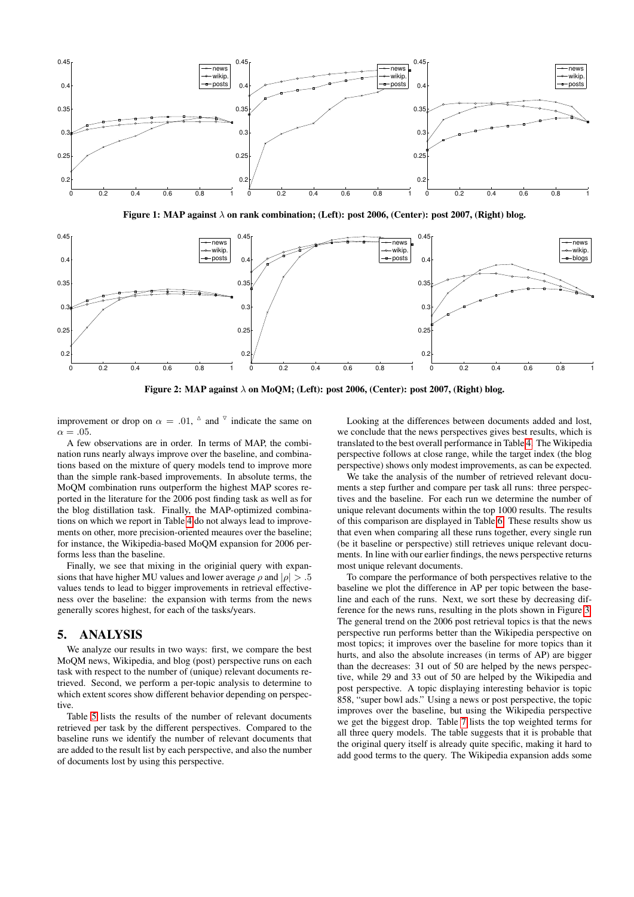Figure 1: MAP against $\lambda$ on rank combination; (Left): post 2006, (Center): post 2007, (Right) blog.

Figure 2: MAP against $\lambda$ on MoQM; (Left): post 2006, (Center): post 2007, (Right) blog.

improvement or drop on $\alpha = .01$, $^{\triangle}$ and $^{\triangledown}$ indicate the same on $\alpha = .05$.

A few observations are in order. In terms of MAP, the combination runs nearly always improve over the baseline, and combinations based on the mixture of query models tend to improve more than the simple rank-based improvements. In absolute terms, the MoQM combination runs outperform the highest MAP scores reported in the literature for the 2006 post finding task as well as for the blog distillation task. Finally, the MAP-optimized combinations on which we report in Table 4 do not always lead to improvements on other, more precision-oriented meaures over the baseline; for instance, the Wikipedia-based MoQM expansion for 2006 performs less than the baseline.

Finally, we see that mixing in the originial query with expansions that have higher MU values and lower average $\rho$ and $|\rho| > .5$ values tends to lead to bigger improvements in retrieval effectiveness over the baseline: the expansion with terms from the news generally scores highest, for each of the tasks/years.

## 5. ANALYSIS

We analyze our results in two ways: first, we compare the best MoQM news, Wikipedia, and blog (post) perspective runs on each task with respect to the number of (unique) relevant documents retrieved. Second, we perform a per-topic analysis to determine to which extent scores show different behavior depending on perspective.

Table 5 lists the results of the number of relevant documents retrieved per task by the different perspectives. Compared to the baseline runs we identify the number of relevant documents that are added to the result list by each perspective, and also the number of documents lost by using this perspective.

Looking at the differences between documents added and lost, we conclude that the news perspectives gives best results, which is translated to the best overall performance in Table 4. The Wikipedia perspective follows at close range, while the target index (the blog perspective) shows only modest improvements, as can be expected.

We take the analysis of the number of retrieved relevant documents a step further and compare per task all runs: three perspectives and the baseline. For each run we determine the number of unique relevant documents within the top 1000 results. The results of this comparison are displayed in Table 6. These results show us that even when comparing all these runs together, every single run (be it baseline or perspective) still retrieves unique relevant documents. In line with our earlier findings, the news perspective returns most unique relevant documents.

To compare the performance of both perspectives relative to the baseline we plot the difference in AP per topic between the baseline and each of the runs. Next, we sort these by decreasing difference for the news runs, resulting in the plots shown in Figure 3. The general trend on the 2006 post retrieval topics is that the news perspective run performs better than the Wikipedia perspective on most topics; it improves over the baseline for more topics than it hurts, and also the absolute increases (in terms of AP) are bigger than the decreases: 31 out of 50 are helped by the news perspective, while 29 and 33 out of 50 are helped by the Wikipedia and post perspective. A topic displaying interesting behavior is topic 858, "super bowl ads." Using a news or post perspective, the topic improves over the baseline, but using the Wikipedia perspective we get the biggest drop. Table 7 lists the top weighted terms for all three query models. The table suggests that it is probable that the original query itself is already quite specific, making it hard to add good terms to the query. The Wikipedia expansion adds some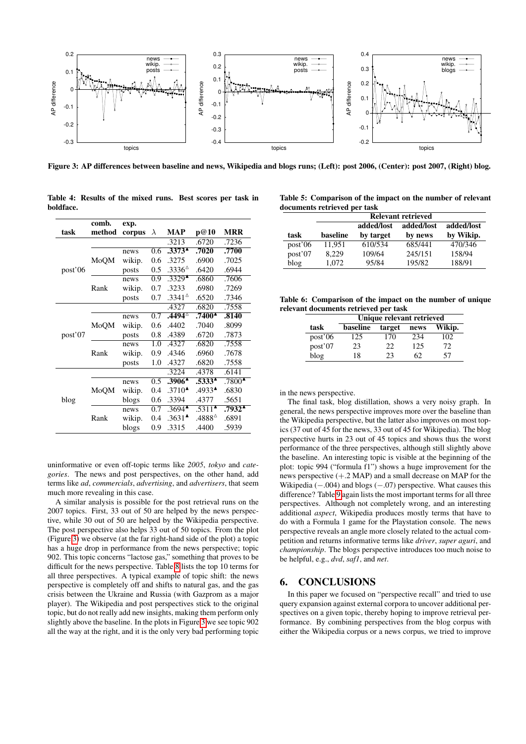Figure 3: AP differences between baseline and news, Wikipedia and blogs runs; (Left): post 2006, (Center): post 2007, (Right) blog.

Table 4: Results of the mixed runs. Best scores per task in boldface.

| task | comb. method | exp. corpus | $\lambda$ | MAP | p@10 | MRR |
|---|---|---|---|---|---|---|
| post'06 | | | | .3213 | .6720 | .7236 |
| | MoQM | news | 0.6 | **.3373**$^{\blacktriangle}$ | **.7020** | **.7700** |
| | | wikip. | 0.6 | .3275 | .6900 | .7025 |
| | | posts | 0.5 | .3336$^{\triangle}$ | .6420 | .6944 |
| | Rank | news | 0.9 | .3329$^{\blacktriangle}$ | .6860 | .7606 |
| | | wikip. | 0.7 | .3233 | .6980 | .7269 |
| | | posts | 0.7 | .3341$^{\triangle}$ | .6520 | .7346 |
| post'07 | | | | .4327 | .6820 | .7558 |
| | MoQM | news | 0.7 | **.4494**$^{\triangle}$ | **.7400**$^{\blacktriangle}$ | **.8140** |
| | | wikip. | 0.6 | .4402 | .7040 | .8099 |
| | | posts | 0.8 | .4389 | .6720 | .7873 |
| | Rank | news | 1.0 | .4327 | .6820 | .7558 |
| | | wikip. | 0.9 | .4346 | .6960 | .7678 |
| | | posts | 1.0 | .4327 | .6820 | .7558 |
| blog | | | | .3224 | .4378 | .6141 |
| | MoQM | news | 0.5 | **.3906**$^{\blacktriangle}$ | **.5333**$^{\blacktriangle}$ | .7800$^{\blacktriangle}$ |
| | | wikip. | 0.4 | .3710$^{\blacktriangle}$ | .4933$^{\blacktriangle}$ | .6830 |
| | | blogs | 0.6 | .3394 | .4377 | .5651 |
| | Rank | news | 0.7 | .3694$^{\blacktriangle}$ | .5311$^{\blacktriangle}$ | **.7932**$^{\blacktriangle}$ |
| | | wikip. | 0.4 | .3631$^{\blacktriangle}$ | .4888$^{\triangle}$ | .6891 |
| | | blogs | 0.9 | .3315 | .4400 | .5939 |

Table 5: Comparison of the impact on the number of relevant documents retrieved per task

| | Relevant retrieved | | | |
|---|---|---|---|---|
| task | baseline | added/lost by target | added/lost by news | added/lost by Wikip. |
| post'06 | 11,951 | 610/534 | 685/441 | 470/346 |
| post'07 | 8,229 | 109/64 | 245/151 | 158/94 |
| blog | 1,072 | 95/84 | 195/82 | 188/91 |

Table 6: Comparison of the impact on the number of unique relevant documents retrieved per task

| | Unique relevant retrieved | | | |
|---|---|---|---|---|
| task | baseline | target | news | Wikip. |
| post'06 | 125 | 170 | 234 | 102 |
| post'07 | 23 | 22 | 125 | 72 |
| blog | 18 | 23 | 62 | 57 |

uninformative or even off-topic terms like *2005*, *tokyo* and *categories*. The news and post perspectives, on the other hand, add terms like *ad*, *commercials*, *advertising*, and *advertisers*, that seem much more revealing in this case.

A similar analysis is possible for the post retrieval runs on the 2007 topics. First, 33 out of 50 are helped by the news perspective, while 30 out of 50 are helped by the Wikipedia perspective. The post perspective also helps 33 out of 50 topics. From the plot (Figure 3) we observe (at the far right-hand side of the plot) a topic has a huge drop in performance from the news perspective; topic 902. This topic concerns "lactose gas," something that proves to be difficult for the news perspective. Table 8 lists the top 10 terms for all three perspectives. A typical example of topic shift: the news perspective is completely off and shifts to natural gas, and the gas crisis between the Ukraine and Russia (with Gazprom as a major player). The Wikipedia and post perspectives stick to the original topic, but do not really add new insights, making them perform only slightly above the baseline. In the plots in Figure 3 we see topic 902 all the way at the right, and it is the only very bad performing topic in the news perspective.

The final task, blog distillation, shows a very noisy graph. In general, the news perspective improves more over the baseline than the Wikipedia perspective, but the latter also improves on most topics (37 out of 45 for the news, 33 out of 45 for Wikipedia). The blog perspective hurts in 23 out of 45 topics and shows thus the worst performance of the three perspectives, although still slightly above the baseline. An interesting topic is visible at the beginning of the plot: topic 994 ("formula f1") shows a huge improvement for the news perspective (+.2 MAP) and a small decrease on MAP for the Wikipedia (−.004) and blogs (−.07) perspective. What causes this difference? Table 9 again lists the most important terms for all three perspectives. Although not completely wrong, and an interesting additional *aspect*, Wikipedia produces mostly terms that have to do with a Formula 1 game for the Playstation console. The news perspective reveals an angle more closely related to the actual competition and returns informative terms like *driver*, *super aguri*, and *championship*. The blogs perspective introduces too much noise to be helpful, e.g., *dvd*, *saf1*, and *net*.

## 6. CONCLUSIONS

In this paper we focused on "perspective recall" and tried to use query expansion against external corpora to uncover additional perspectives on a given topic, thereby hoping to improve retrieval performance. By combining perspectives from the blog corpus with either the Wikipedia corpus or a news corpus, we tried to improve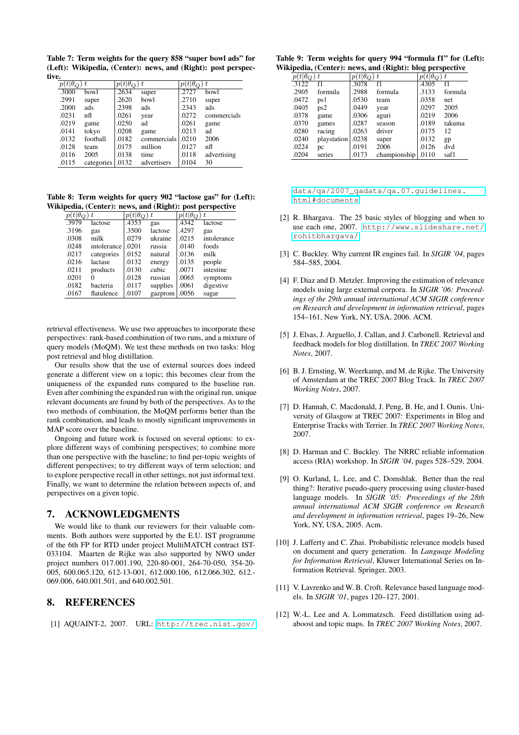**Table 7: Term weights for the query 858 "super bowl ads" for (Left): Wikipedia, (Center): news, and (Right): post perspective.**

| $p(t\|\theta_Q)$ | $t$ | $p(t\|\theta_Q)$ | $t$ | $p(t\|\theta_Q)$ | $t$ |
|---|---|---|---|---|---|
| .3000 | bowl | .2634 | super | .2727 | bowl |
| .2991 | super | .2620 | bowl | .2710 | super |
| .2000 | ads | .2398 | ads | .2343 | ads |
| .0231 | nfl | .0261 | year | .0272 | commercials |
| .0219 | game | .0250 | ad | .0261 | game |
| .0141 | tokyo | .0208 | game | .0213 | ad |
| .0132 | football | .0182 | commercials | .0210 | 2006 |
| .0128 | team | .0175 | million | .0127 | nfl |
| .0116 | 2005 | .0138 | time | .0118 | advertising |
| .0115 | categories | .0132 | advertisers | .0104 | 30 |

**Table 8: Term weights for query 902 "lactose gas" for (Left): Wikipedia, (Center): news, and (Right): post perspective**

| $p(t\|\theta_Q)$ | $t$ | $p(t\|\theta_Q)$ | $t$ | $p(t\|\theta_Q)$ | $t$ |
|---|---|---|---|---|---|
| .3979 | lactose | .4353 | gas | .4342 | lactose |
| .3196 | gas | .3500 | lactose | .4297 | gas |
| .0308 | milk | .0279 | ukraine | .0215 | intolerance |
| .0248 | intolerance | .0201 | russia | .0140 | foods |
| .0217 | categories | .0152 | natural | .0136 | milk |
| .0216 | lactase | .0132 | energy | .0135 | people |
| .0211 | products | .0130 | cubic | .0071 | intestine |
| .0201 | 0 | .0128 | russian | .0065 | symptoms |
| .0182 | bacteria | .0117 | supplies | .0061 | digestive |
| .0167 | flatulence | .0107 | gazprom | .0056 | sugar |

retrieval effectiveness. We use two approaches to incorporate these perspectives: rank-based combination of two runs, and a mixture of query models (MoQM). We test these methods on two tasks: blog post retrieval and blog distillation.

Our results show that the use of external sources does indeed generate a different view on a topic; this becomes clear from the uniqueness of the expanded runs compared to the baseline run. Even after combining the expanded run with the original run, unique relevant documents are found by both of the perspectives. As to the two methods of combination, the MoQM performs better than the rank combination, and leads to mostly significant improvements in MAP score over the baseline.

Ongoing and future work is focused on several options: to explore different ways of combining perspectives; to combine more than one perspective with the baseline; to find per-topic weights of different perspectives; to try different ways of term selection; and to explore perspective recall in other settings, not just informal text. Finally, we want to determine the relation between aspects of, and perspectives on a given topic.

## 7. ACKNOWLEDGMENTS

We would like to thank our reviewers for their valuable comments. Both authors were supported by the E.U. IST programme of the 6th FP for RTD under project MultiMATCH contract IST-033104. Maarten de Rijke was also supported by NWO under project numbers 017.001.190, 220-80-001, 264-70-050, 354-20-005, 600.065.120, 612-13-001, 612.000.106, 612.066.302, 612.-069.006, 640.001.501, and 640.002.501.

## 8. REFERENCES

**Table 9: Term weights for query 994 "formula f1" for (Left): Wikipedia, (Center): news, and (Right): blog perspective**

| $p(t\|\theta_Q)$ | $t$ | $p(t\|\theta_Q)$ | $t$ | $p(t\|\theta_Q)$ | $t$ |
|---|---|---|---|---|---|
| .3122 | f1 | .3078 | f1 | .4305 | f1 |
| .2905 | formula | .2988 | formula | .3133 | formula |
| .0472 | ps1 | .0530 | team | .0358 | net |
| .0405 | ps2 | .0449 | year | .0297 | 2005 |
| .0378 | game | .0306 | aguri | .0219 | 2006 |
| .0370 | games | .0287 | season | .0189 | takuma |
| .0280 | racing | .0263 | driver | .0175 | 12 |
| .0240 | playstation | .0238 | super | .0132 | gp |
| .0224 | pc | .0191 | 2006 | .0126 | dvd |
| .0204 | series | .0173 | championship | .0110 | saf1 |

[1] AQUAINT-2, 2007. URL: http://trec.nist.gov/data/qa/2007_qadata/qa.07.guidelines.html#documents

[2] R. Bhargava. The 25 basic styles of blogging and when to use each one, 2007. http://www.slideshare.net/rohitbhargava/

[3] C. Buckley. Why current IR engines fail. In *SIGIR '04*, pages 584–585, 2004.

[4] F. Diaz and D. Metzler. Improving the estimation of relevance models using large external corpora. In *SIGIR '06: Proceedings of the 29th annual international ACM SIGIR conference on Research and development in information retrieval*, pages 154–161, New York, NY, USA, 2006. ACM.

[5] J. Elsas, J. Arguello, J. Callan, and J. Carbonell. Retrieval and feedback models for blog distillation. In *TREC 2007 Working Notes*, 2007.

[6] B. J. Ernsting, W. Weerkamp, and M. de Rijke. The University of Amsterdam at the TREC 2007 Blog Track. In *TREC 2007 Working Notes*, 2007.

[7] D. Hannah, C. Macdonald, J. Peng, B. He, and I. Ounis. University of Glasgow at TREC 2007: Experiments in Blog and Enterprise Tracks with Terrier. In *TREC 2007 Working Notes*, 2007.

[8] D. Harman and C. Buckley. The NRRC reliable information access (RIA) workshop. In *SIGIR '04*, pages 528–529, 2004.

[9] O. Kurland, L. Lee, and C. Domshlak. Better than the real thing?: Iterative pseudo-query processing using cluster-based language models. In *SIGIR '05: Proceedings of the 28th annual international ACM SIGIR conference on Research and development in information retrieval*, pages 19–26, New York, NY, USA, 2005. Acm.

[10] J. Lafferty and C. Zhai. Probabilistic relevance models based on document and query generation. In *Language Modeling for Information Retrieval*, Kluwer International Series on Information Retrieval. Springer, 2003.

[11] V. Lavrenko and W. B. Croft. Relevance based language models. In *SIGIR '01*, pages 120–127, 2001.

[12] W.-L. Lee and A. Lommatzsch. Feed distillation using adaboost and topic maps. In *TREC 2007 Working Notes*, 2007.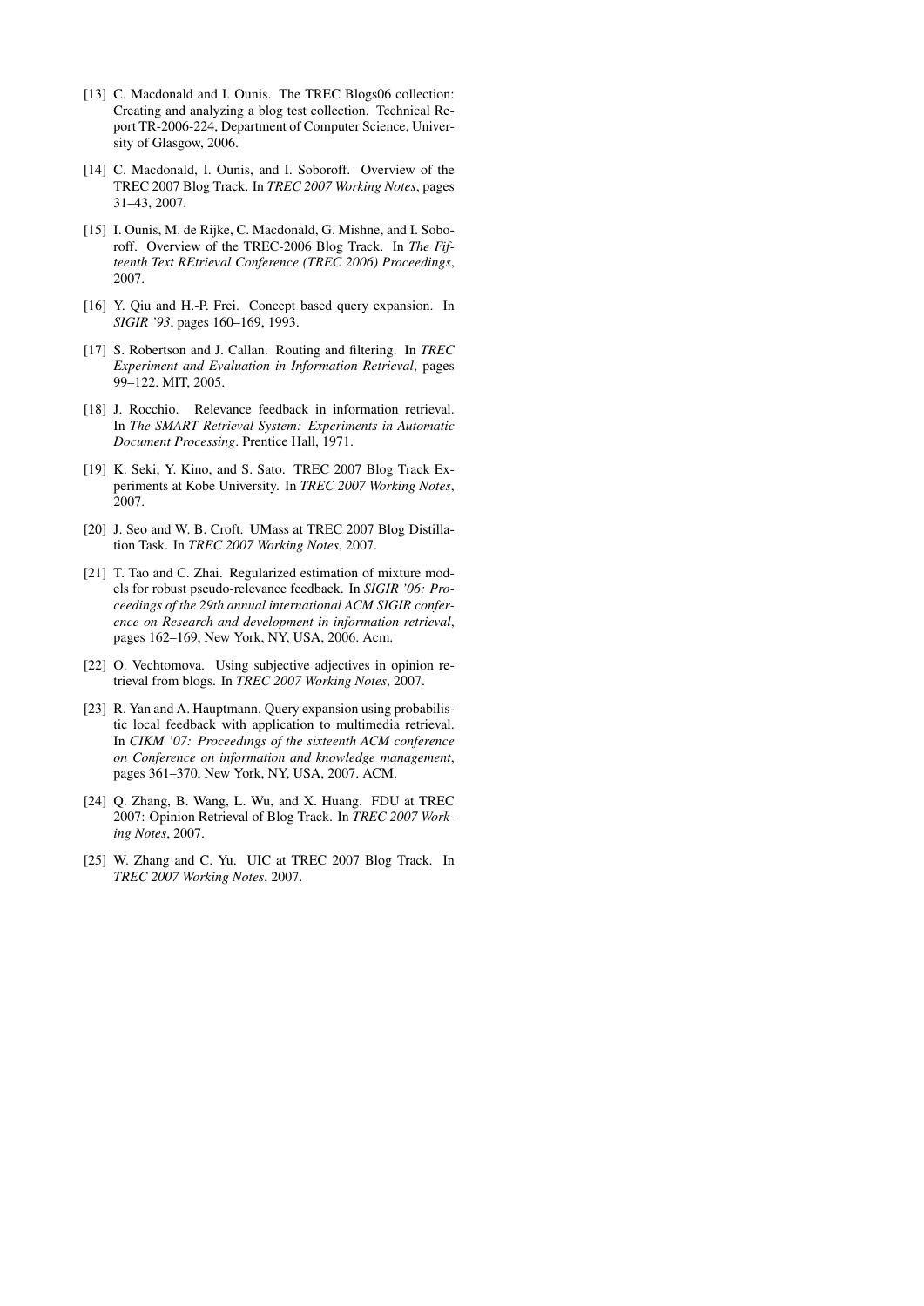[13] C. Macdonald and I. Ounis. The TREC Blogs06 collection: Creating and analyzing a blog test collection. Technical Report TR-2006-224, Department of Computer Science, University of Glasgow, 2006.

[14] C. Macdonald, I. Ounis, and I. Soboroff. Overview of the TREC 2007 Blog Track. In *TREC 2007 Working Notes*, pages 31–43, 2007.

[15] I. Ounis, M. de Rijke, C. Macdonald, G. Mishne, and I. Soboroff. Overview of the TREC-2006 Blog Track. In *The Fifteenth Text REtrieval Conference (TREC 2006) Proceedings*, 2007.

[16] Y. Qiu and H.-P. Frei. Concept based query expansion. In *SIGIR '93*, pages 160–169, 1993.

[17] S. Robertson and J. Callan. Routing and filtering. In *TREC Experiment and Evaluation in Information Retrieval*, pages 99–122. MIT, 2005.

[18] J. Rocchio. Relevance feedback in information retrieval. In *The SMART Retrieval System: Experiments in Automatic Document Processing*. Prentice Hall, 1971.

[19] K. Seki, Y. Kino, and S. Sato. TREC 2007 Blog Track Experiments at Kobe University. In *TREC 2007 Working Notes*, 2007.

[20] J. Seo and W. B. Croft. UMass at TREC 2007 Blog Distillation Task. In *TREC 2007 Working Notes*, 2007.

[21] T. Tao and C. Zhai. Regularized estimation of mixture models for robust pseudo-relevance feedback. In *SIGIR '06: Proceedings of the 29th annual international ACM SIGIR conference on Research and development in information retrieval*, pages 162–169, New York, NY, USA, 2006. Acm.

[22] O. Vechtomova. Using subjective adjectives in opinion retrieval from blogs. In *TREC 2007 Working Notes*, 2007.

[23] R. Yan and A. Hauptmann. Query expansion using probabilistic local feedback with application to multimedia retrieval. In *CIKM '07: Proceedings of the sixteenth ACM conference on Conference on information and knowledge management*, pages 361–370, New York, NY, USA, 2007. ACM.

[24] Q. Zhang, B. Wang, L. Wu, and X. Huang. FDU at TREC 2007: Opinion Retrieval of Blog Track. In *TREC 2007 Working Notes*, 2007.

[25] W. Zhang and C. Yu. UIC at TREC 2007 Blog Track. In *TREC 2007 Working Notes*, 2007.